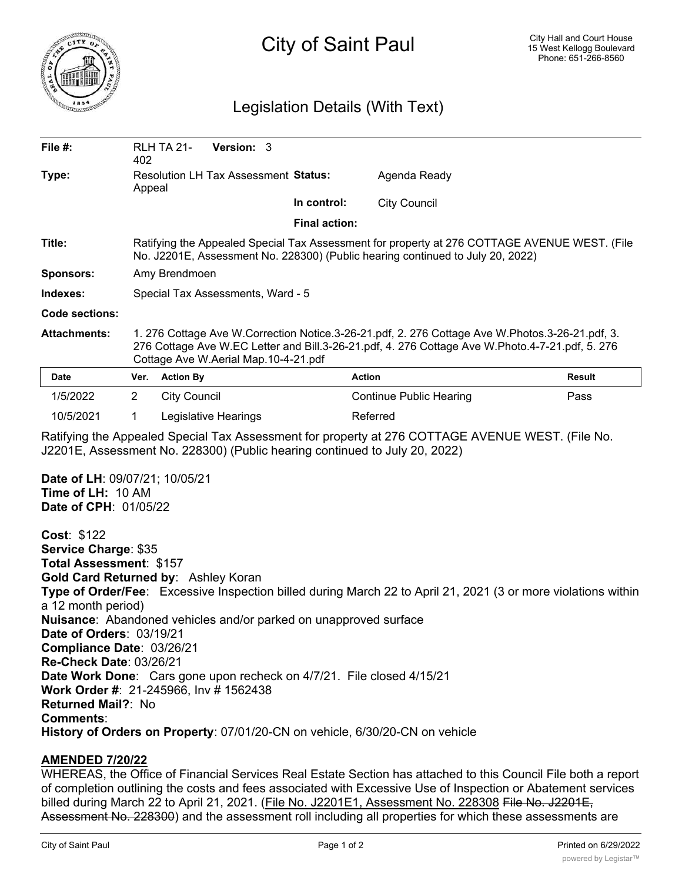# City of Saint Paul

City Hall and Court House
15 West Kellogg Boulevard
Phone: 651-266-8560

## Legislation Details (With Text)

| | | | |
|---|---|---|---|
| **File #:** | RLH TA 21-402 **Version:** 3 | | |
| **Type:** | Resolution LH Tax Assessment Appeal | **Status:** | Agenda Ready |
| | | **In control:** | City Council |
| | | **Final action:** | |
| **Title:** | Ratifying the Appealed Special Tax Assessment for property at 276 COTTAGE AVENUE WEST. (File No. J2201E, Assessment No. 228300) (Public hearing continued to July 20, 2022) | | |
| **Sponsors:** | Amy Brendmoen | | |
| **Indexes:** | Special Tax Assessments, Ward - 5 | | |
| **Code sections:** | | | |
| **Attachments:** | 1. 276 Cottage Ave W.Correction Notice.3-26-21.pdf, 2. 276 Cottage Ave W.Photos.3-26-21.pdf, 3. 276 Cottage Ave W.EC Letter and Bill.3-26-21.pdf, 4. 276 Cottage Ave W.Photo.4-7-21.pdf, 5. 276 Cottage Ave W.Aerial Map.10-4-21.pdf | | |

| Date | Ver. | Action By | Action | Result |
|---|---|---|---|---|
| 1/5/2022 | 2 | City Council | Continue Public Hearing | Pass |
| 10/5/2021 | 1 | Legislative Hearings | Referred | |

Ratifying the Appealed Special Tax Assessment for property at 276 COTTAGE AVENUE WEST. (File No. J2201E, Assessment No. 228300) (Public hearing continued to July 20, 2022)

**Date of LH**: 09/07/21; 10/05/21
**Time of LH:** 10 AM
**Date of CPH**: 01/05/22

**Cost**: $122
**Service Charge**: $35
**Total Assessment**: $157
**Gold Card Returned by**: Ashley Koran
**Type of Order/Fee**: Excessive Inspection billed during March 22 to April 21, 2021 (3 or more violations within a 12 month period)
**Nuisance**: Abandoned vehicles and/or parked on unapproved surface
**Date of Orders**: 03/19/21
**Compliance Date**: 03/26/21
**Re-Check Date**: 03/26/21
**Date Work Done**: Cars gone upon recheck on 4/7/21. File closed 4/15/21
**Work Order #**: 21-245966, Inv # 1562438
**Returned Mail?**: No
**Comments**:
**History of Orders on Property**: 07/01/20-CN on vehicle, 6/30/20-CN on vehicle

**AMENDED 7/20/22**

WHEREAS, the Office of Financial Services Real Estate Section has attached to this Council File both a report of completion outlining the costs and fees associated with Excessive Use of Inspection or Abatement services billed during March 22 to April 21, 2021. (File No. J2201E1, Assessment No. 228308 ~~File No. J2201E, Assessment No. 228300~~) and the assessment roll including all properties for which these assessments are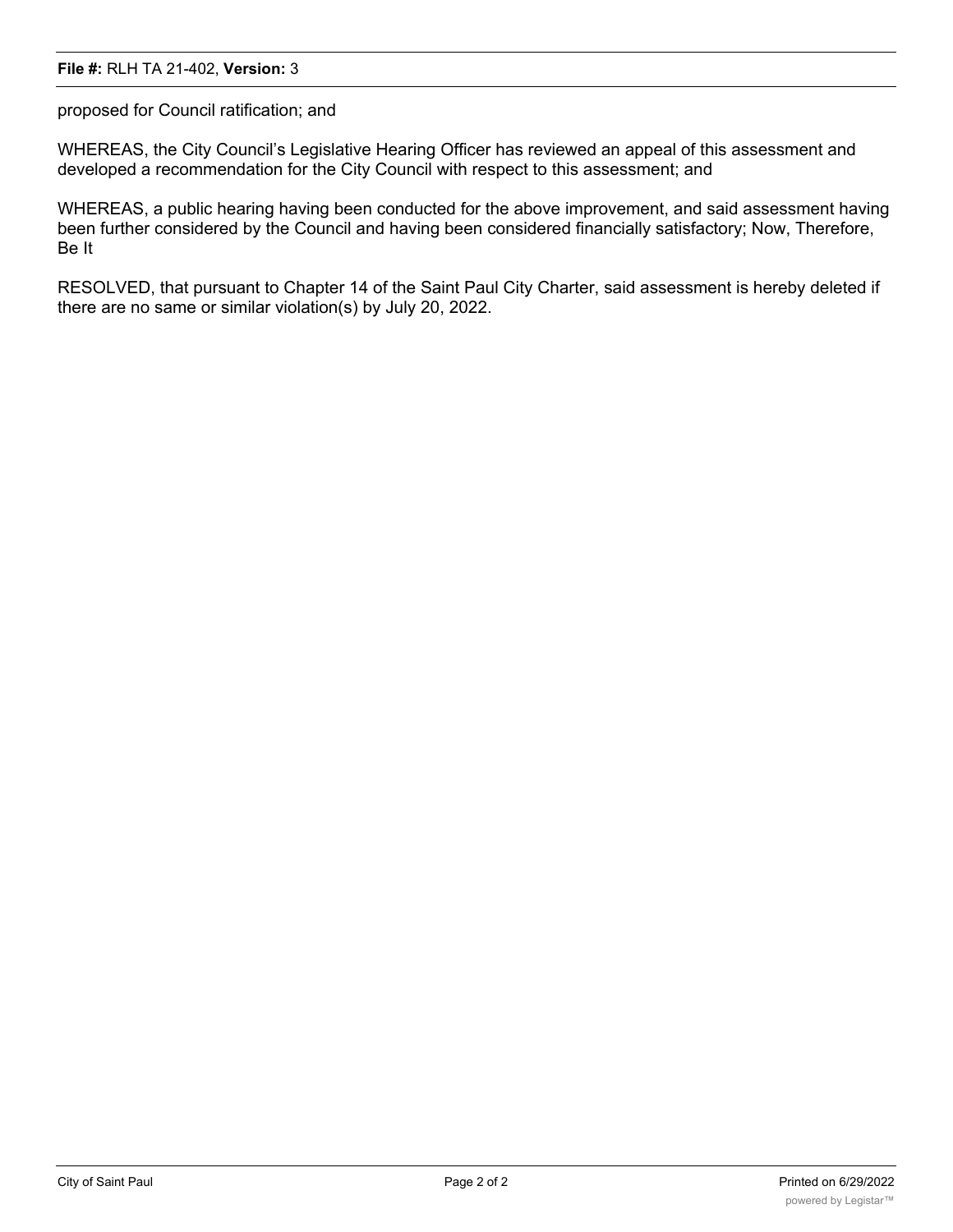proposed for Council ratification; and

WHEREAS, the City Council's Legislative Hearing Officer has reviewed an appeal of this assessment and developed a recommendation for the City Council with respect to this assessment; and

WHEREAS, a public hearing having been conducted for the above improvement, and said assessment having been further considered by the Council and having been considered financially satisfactory; Now, Therefore, Be It

RESOLVED, that pursuant to Chapter 14 of the Saint Paul City Charter, said assessment is hereby deleted if there are no same or similar violation(s) by July 20, 2022.